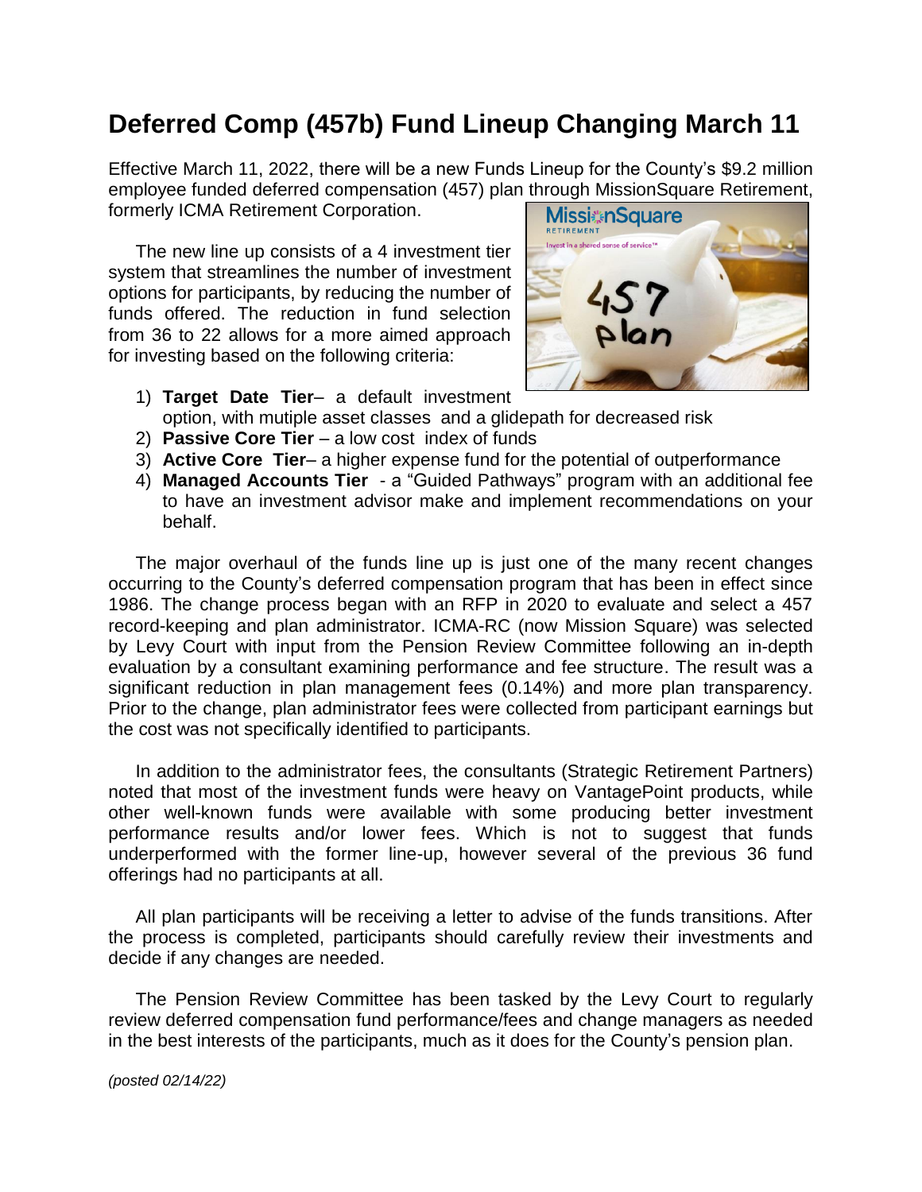# Deferred Comp (457b) Fund Lineup Changing March 11

Effective March 11, 2022, there will be a new Funds Lineup for the County's $9.2 million employee funded deferred compensation (457) plan through MissionSquare Retirement, formerly ICMA Retirement Corporation.

The new line up consists of a 4 investment tier system that streamlines the number of investment options for participants, by reducing the number of funds offered. The reduction in fund selection from 36 to 22 allows for a more aimed approach for investing based on the following criteria:

1) **Target Date Tier**– a default investment option, with mutiple asset classes and a glidepath for decreased risk
2) **Passive Core Tier** – a low cost index of funds
3) **Active Core Tier**– a higher expense fund for the potential of outperformance
4) **Managed Accounts Tier** - a "Guided Pathways" program with an additional fee to have an investment advisor make and implement recommendations on your behalf.

The major overhaul of the funds line up is just one of the many recent changes occurring to the County's deferred compensation program that has been in effect since 1986. The change process began with an RFP in 2020 to evaluate and select a 457 record-keeping and plan administrator. ICMA-RC (now Mission Square) was selected by Levy Court with input from the Pension Review Committee following an in-depth evaluation by a consultant examining performance and fee structure. The result was a significant reduction in plan management fees (0.14%) and more plan transparency. Prior to the change, plan administrator fees were collected from participant earnings but the cost was not specifically identified to participants.

In addition to the administrator fees, the consultants (Strategic Retirement Partners) noted that most of the investment funds were heavy on VantagePoint products, while other well-known funds were available with some producing better investment performance results and/or lower fees. Which is not to suggest that funds underperformed with the former line-up, however several of the previous 36 fund offerings had no participants at all.

All plan participants will be receiving a letter to advise of the funds transitions. After the process is completed, participants should carefully review their investments and decide if any changes are needed.

The Pension Review Committee has been tasked by the Levy Court to regularly review deferred compensation fund performance/fees and change managers as needed in the best interests of the participants, much as it does for the County's pension plan.

*(posted 02/14/22)*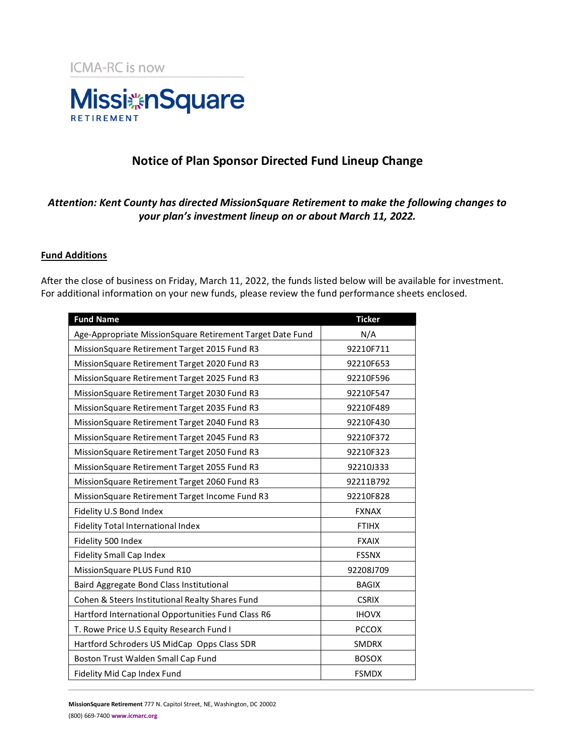ICMA-RC is now

MissionSquare RETIREMENT

## Notice of Plan Sponsor Directed Fund Lineup Change

***Attention: Kent County has directed MissionSquare Retirement to make the following changes to your plan's investment lineup on or about March 11, 2022.***

### Fund Additions

After the close of business on Friday, March 11, 2022, the funds listed below will be available for investment. For additional information on your new funds, please review the fund performance sheets enclosed.

| Fund Name | Ticker |
|---|---|
| Age-Appropriate MissionSquare Retirement Target Date Fund | N/A |
| MissionSquare Retirement Target 2015 Fund R3 | 92210F711 |
| MissionSquare Retirement Target 2020 Fund R3 | 92210F653 |
| MissionSquare Retirement Target 2025 Fund R3 | 92210F596 |
| MissionSquare Retirement Target 2030 Fund R3 | 92210F547 |
| MissionSquare Retirement Target 2035 Fund R3 | 92210F489 |
| MissionSquare Retirement Target 2040 Fund R3 | 92210F430 |
| MissionSquare Retirement Target 2045 Fund R3 | 92210F372 |
| MissionSquare Retirement Target 2050 Fund R3 | 92210F323 |
| MissionSquare Retirement Target 2055 Fund R3 | 92210J333 |
| MissionSquare Retirement Target 2060 Fund R3 | 92211B792 |
| MissionSquare Retirement Target Income Fund R3 | 92210F828 |
| Fidelity U.S Bond Index | FXNAX |
| Fidelity Total International Index | FTIHX |
| Fidelity 500 Index | FXAIX |
| Fidelity Small Cap Index | FSSNX |
| MissionSquare PLUS Fund R10 | 92208J709 |
| Baird Aggregate Bond Class Institutional | BAGIX |
| Cohen & Steers Institutional Realty Shares Fund | CSRIX |
| Hartford International Opportunities Fund Class R6 | IHOVX |
| T. Rowe Price U.S Equity Research Fund I | PCCOX |
| Hartford Schroders US MidCap Opps Class SDR | SMDRX |
| Boston Trust Walden Small Cap Fund | BOSOX |
| Fidelity Mid Cap Index Fund | FSMDX |

**MissionSquare Retirement** 777 N. Capitol Street, NE, Washington, DC 20002
(800) 669-7400 **www.icmarc.org**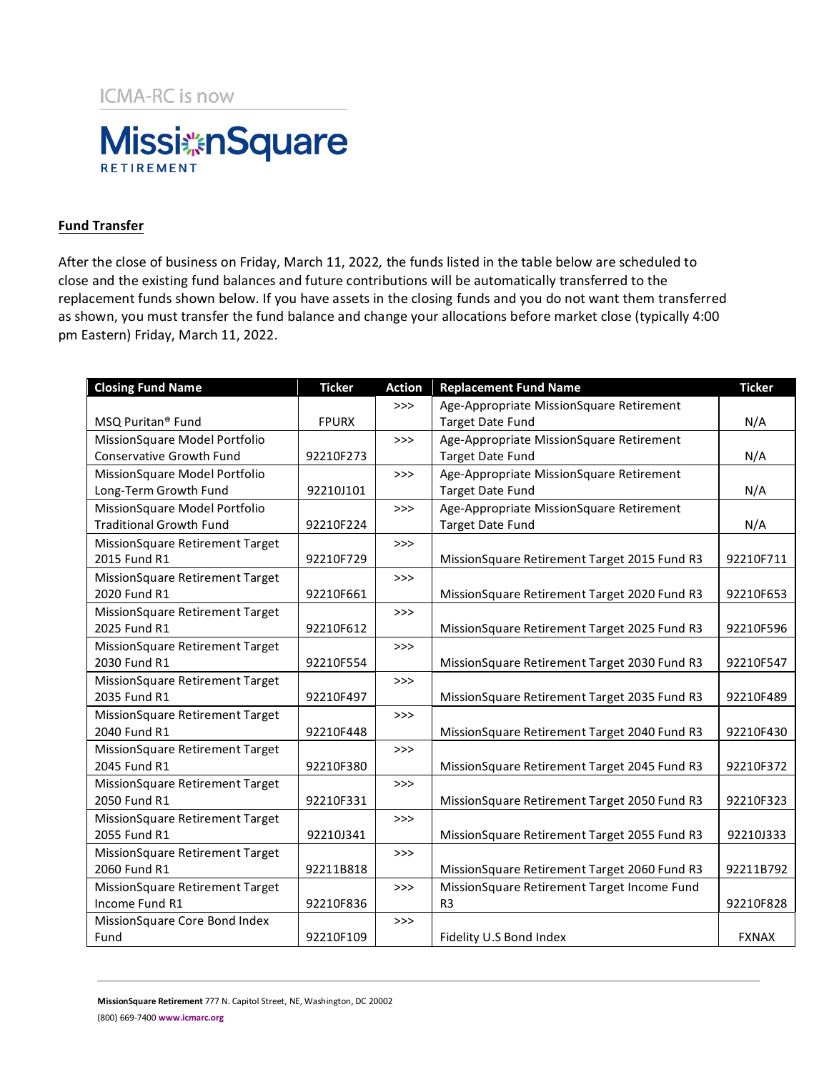ICMA-RC is now

MissionSquare RETIREMENT

**Fund Transfer**

After the close of business on Friday, March 11, 2022, the funds listed in the table below are scheduled to close and the existing fund balances and future contributions will be automatically transferred to the replacement funds shown below. If you have assets in the closing funds and you do not want them transferred as shown, you must transfer the fund balance and change your allocations before market close (typically 4:00 pm Eastern) Friday, March 11, 2022.

| Closing Fund Name | Ticker | Action | Replacement Fund Name | Ticker |
|---|---|---|---|---|
| MSQ Puritan® Fund | FPURX | >>> | Age-Appropriate MissionSquare Retirement Target Date Fund | N/A |
| MissionSquare Model Portfolio Conservative Growth Fund | 92210F273 | >>> | Age-Appropriate MissionSquare Retirement Target Date Fund | N/A |
| MissionSquare Model Portfolio Long-Term Growth Fund | 92210J101 | >>> | Age-Appropriate MissionSquare Retirement Target Date Fund | N/A |
| MissionSquare Model Portfolio Traditional Growth Fund | 92210F224 | >>> | Age-Appropriate MissionSquare Retirement Target Date Fund | N/A |
| MissionSquare Retirement Target 2015 Fund R1 | 92210F729 | >>> | MissionSquare Retirement Target 2015 Fund R3 | 92210F711 |
| MissionSquare Retirement Target 2020 Fund R1 | 92210F661 | >>> | MissionSquare Retirement Target 2020 Fund R3 | 92210F653 |
| MissionSquare Retirement Target 2025 Fund R1 | 92210F612 | >>> | MissionSquare Retirement Target 2025 Fund R3 | 92210F596 |
| MissionSquare Retirement Target 2030 Fund R1 | 92210F554 | >>> | MissionSquare Retirement Target 2030 Fund R3 | 92210F547 |
| MissionSquare Retirement Target 2035 Fund R1 | 92210F497 | >>> | MissionSquare Retirement Target 2035 Fund R3 | 92210F489 |
| MissionSquare Retirement Target 2040 Fund R1 | 92210F448 | >>> | MissionSquare Retirement Target 2040 Fund R3 | 92210F430 |
| MissionSquare Retirement Target 2045 Fund R1 | 92210F380 | >>> | MissionSquare Retirement Target 2045 Fund R3 | 92210F372 |
| MissionSquare Retirement Target 2050 Fund R1 | 92210F331 | >>> | MissionSquare Retirement Target 2050 Fund R3 | 92210F323 |
| MissionSquare Retirement Target 2055 Fund R1 | 92210J341 | >>> | MissionSquare Retirement Target 2055 Fund R3 | 92210J333 |
| MissionSquare Retirement Target 2060 Fund R1 | 92211B818 | >>> | MissionSquare Retirement Target 2060 Fund R3 | 92211B792 |
| MissionSquare Retirement Target Income Fund R1 | 92210F836 | >>> | MissionSquare Retirement Target Income Fund R3 | 92210F828 |
| MissionSquare Core Bond Index Fund | 92210F109 | >>> | Fidelity U.S Bond Index | FXNAX |

**MissionSquare Retirement** 777 N. Capitol Street, NE, Washington, DC 20002
(800) 669-7400 **www.icmarc.org**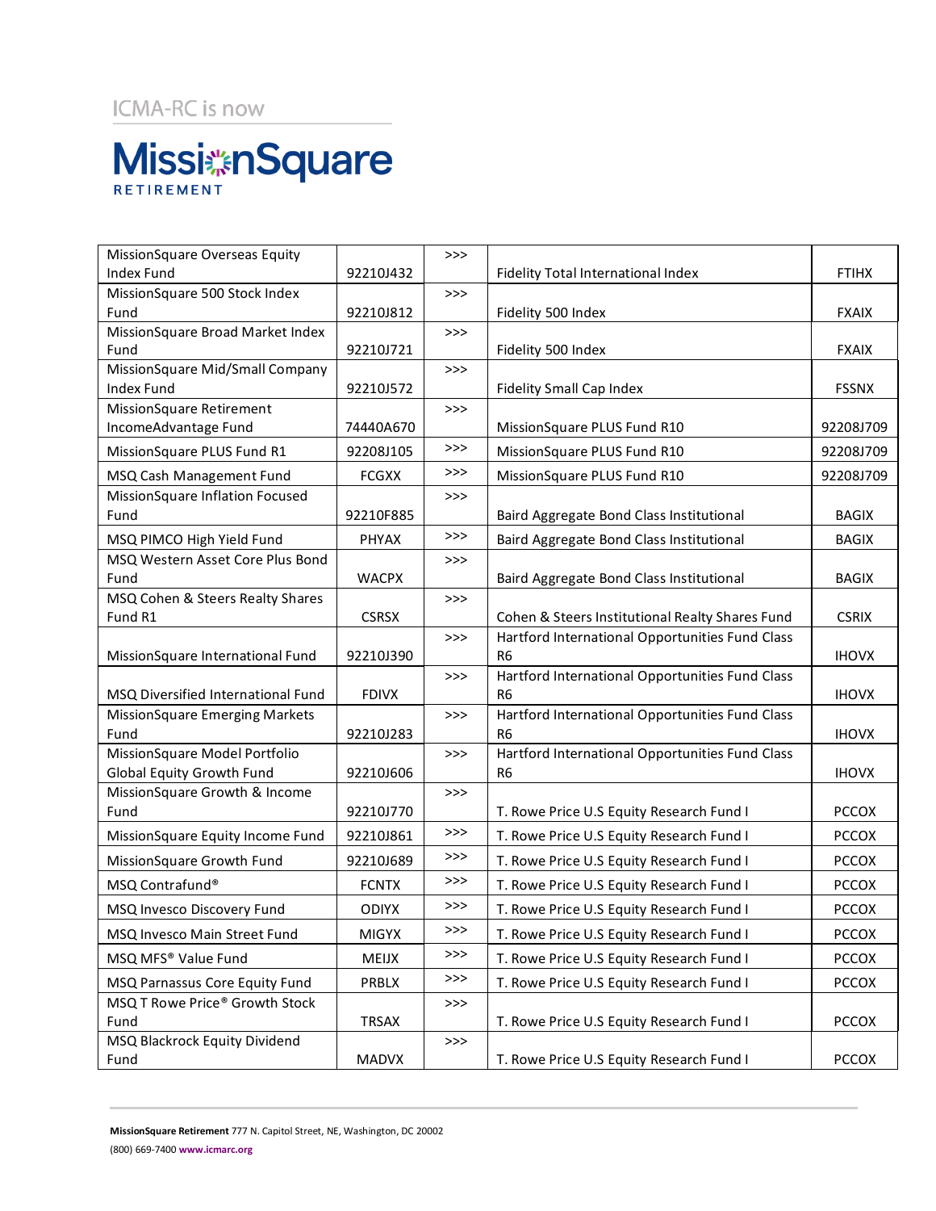ICMA-RC is now

MissionSquare RETIREMENT

| | | | | |
|---|---|---|---|---|
| MissionSquare Overseas Equity Index Fund | 92210J432 | >>> | Fidelity Total International Index | FTIHX |
| MissionSquare 500 Stock Index Fund | 92210J812 | >>> | Fidelity 500 Index | FXAIX |
| MissionSquare Broad Market Index Fund | 92210J721 | >>> | Fidelity 500 Index | FXAIX |
| MissionSquare Mid/Small Company Index Fund | 92210J572 | >>> | Fidelity Small Cap Index | FSSNX |
| MissionSquare Retirement IncomeAdvantage Fund | 74440A670 | >>> | MissionSquare PLUS Fund R10 | 92208J709 |
| MissionSquare PLUS Fund R1 | 92208J105 | >>> | MissionSquare PLUS Fund R10 | 92208J709 |
| MSQ Cash Management Fund | FCGXX | >>> | MissionSquare PLUS Fund R10 | 92208J709 |
| MissionSquare Inflation Focused Fund | 92210F885 | >>> | Baird Aggregate Bond Class Institutional | BAGIX |
| MSQ PIMCO High Yield Fund | PHYAX | >>> | Baird Aggregate Bond Class Institutional | BAGIX |
| MSQ Western Asset Core Plus Bond Fund | WACPX | >>> | Baird Aggregate Bond Class Institutional | BAGIX |
| MSQ Cohen & Steers Realty Shares Fund R1 | CSRSX | >>> | Cohen & Steers Institutional Realty Shares Fund | CSRIX |
| MissionSquare International Fund | 92210J390 | >>> | Hartford International Opportunities Fund Class R6 | IHOVX |
| MSQ Diversified International Fund | FDIVX | >>> | Hartford International Opportunities Fund Class R6 | IHOVX |
| MissionSquare Emerging Markets Fund | 92210J283 | >>> | Hartford International Opportunities Fund Class R6 | IHOVX |
| MissionSquare Model Portfolio Global Equity Growth Fund | 92210J606 | >>> | Hartford International Opportunities Fund Class R6 | IHOVX |
| MissionSquare Growth & Income Fund | 92210J770 | >>> | T. Rowe Price U.S Equity Research Fund I | PCCOX |
| MissionSquare Equity Income Fund | 92210J861 | >>> | T. Rowe Price U.S Equity Research Fund I | PCCOX |
| MissionSquare Growth Fund | 92210J689 | >>> | T. Rowe Price U.S Equity Research Fund I | PCCOX |
| MSQ Contrafund® | FCNTX | >>> | T. Rowe Price U.S Equity Research Fund I | PCCOX |
| MSQ Invesco Discovery Fund | ODIYX | >>> | T. Rowe Price U.S Equity Research Fund I | PCCOX |
| MSQ Invesco Main Street Fund | MIGYX | >>> | T. Rowe Price U.S Equity Research Fund I | PCCOX |
| MSQ MFS® Value Fund | MEIJX | >>> | T. Rowe Price U.S Equity Research Fund I | PCCOX |
| MSQ Parnassus Core Equity Fund | PRBLX | >>> | T. Rowe Price U.S Equity Research Fund I | PCCOX |
| MSQ T Rowe Price® Growth Stock Fund | TRSAX | >>> | T. Rowe Price U.S Equity Research Fund I | PCCOX |
| MSQ Blackrock Equity Dividend Fund | MADVX | >>> | T. Rowe Price U.S Equity Research Fund I | PCCOX |

**MissionSquare Retirement** 777 N. Capitol Street, NE, Washington, DC 20002
(800) 669-7400 **www.icmarc.org**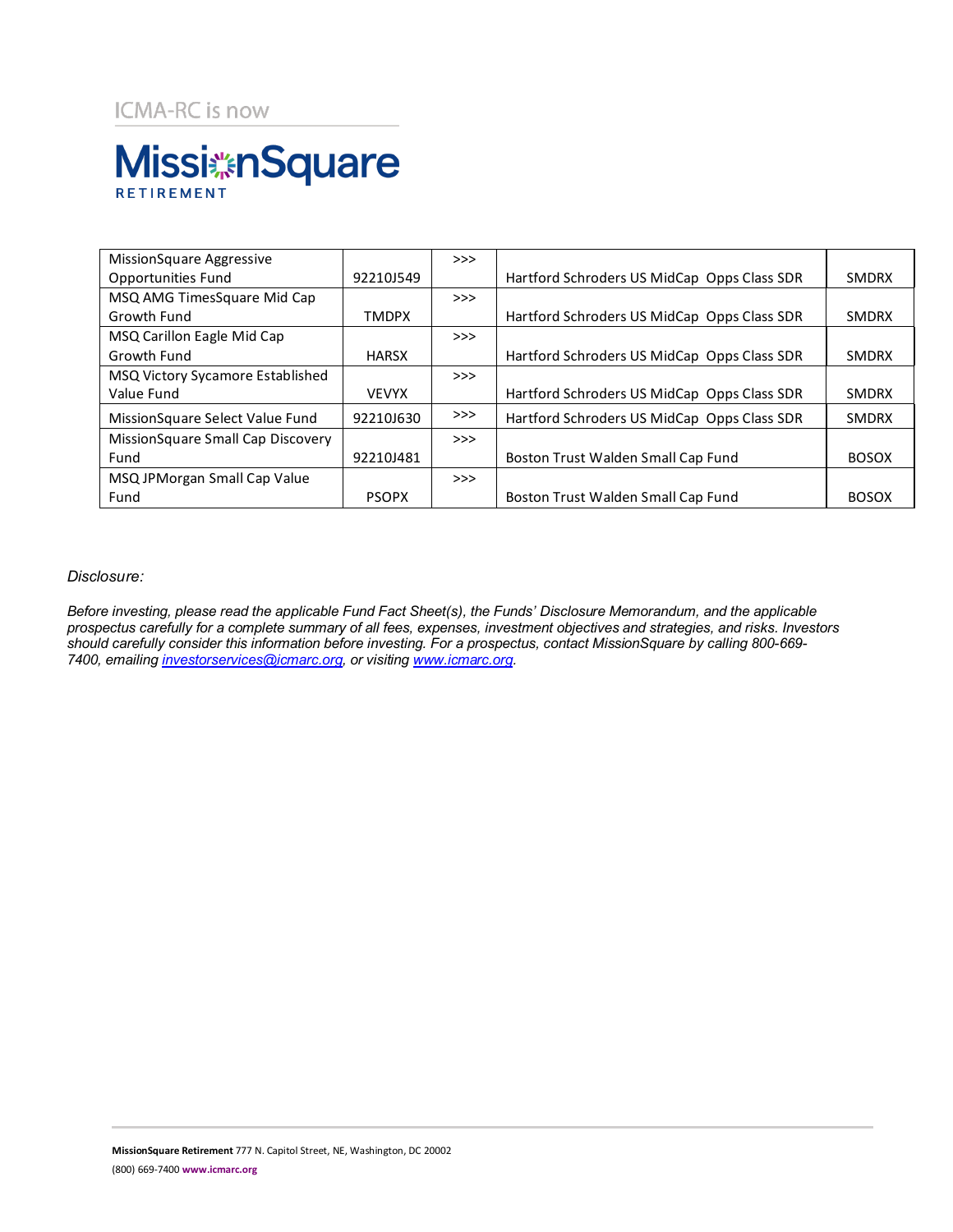ICMA-RC is now

MissionSquare RETIREMENT

| | | | | |
|---|---|---|---|---|
| MissionSquare Aggressive Opportunities Fund | 92210J549 | >>> | Hartford Schroders US MidCap Opps Class SDR | SMDRX |
| MSQ AMG TimesSquare Mid Cap Growth Fund | TMDPX | >>> | Hartford Schroders US MidCap Opps Class SDR | SMDRX |
| MSQ Carillon Eagle Mid Cap Growth Fund | HARSX | >>> | Hartford Schroders US MidCap Opps Class SDR | SMDRX |
| MSQ Victory Sycamore Established Value Fund | VEVYX | >>> | Hartford Schroders US MidCap Opps Class SDR | SMDRX |
| MissionSquare Select Value Fund | 92210J630 | >>> | Hartford Schroders US MidCap Opps Class SDR | SMDRX |
| MissionSquare Small Cap Discovery Fund | 92210J481 | >>> | Boston Trust Walden Small Cap Fund | BOSOX |
| MSQ JPMorgan Small Cap Value Fund | PSOPX | >>> | Boston Trust Walden Small Cap Fund | BOSOX |

*Disclosure:*

*Before investing, please read the applicable Fund Fact Sheet(s), the Funds' Disclosure Memorandum, and the applicable prospectus carefully for a complete summary of all fees, expenses, investment objectives and strategies, and risks. Investors should carefully consider this information before investing. For a prospectus, contact MissionSquare by calling 800-669-7400, emailing investorservices@icmarc.org, or visiting www.icmarc.org.*

**MissionSquare Retirement** 777 N. Capitol Street, NE, Washington, DC 20002
(800) 669-7400 **www.icmarc.org**